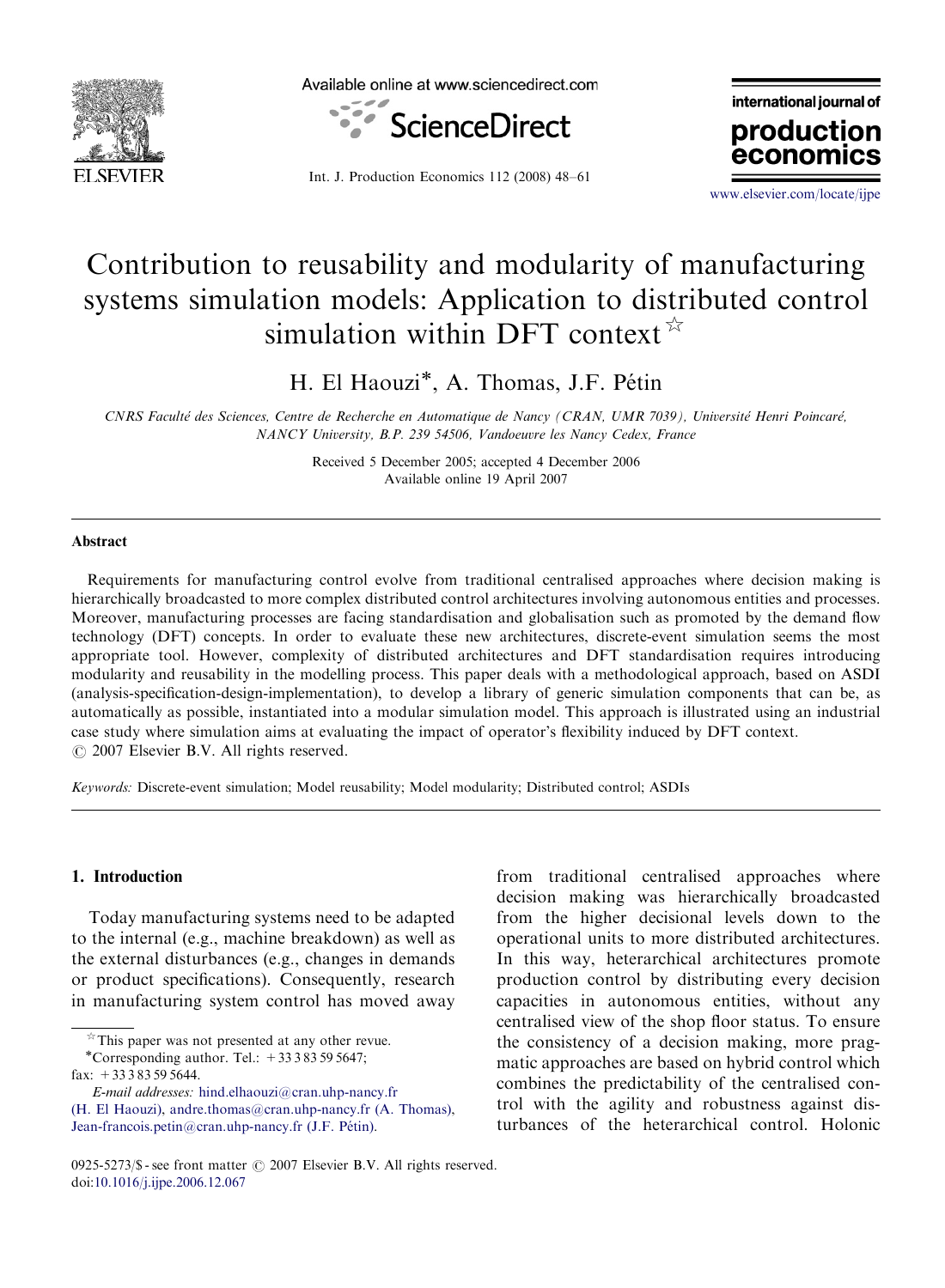# Contribution to reusability and modularity of manufacturing systems simulation models: Application to distributed control simulation within DFT context ☆

H. El Haouzi*, A. Thomas, J.F. Pétin

*CNRS Faculté des Sciences, Centre de Recherche en Automatique de Nancy (CRAN, UMR 7039), Université Henri Poincaré, NANCY University, B.P. 239 54506, Vandoeuvre les Nancy Cedex, France*

Received 5 December 2005; accepted 4 December 2006
Available online 19 April 2007

## Abstract

Requirements for manufacturing control evolve from traditional centralised approaches where decision making is hierarchically broadcasted to more complex distributed control architectures involving autonomous entities and processes. Moreover, manufacturing processes are facing standardisation and globalisation such as promoted by the demand flow technology (DFT) concepts. In order to evaluate these new architectures, discrete-event simulation seems the most appropriate tool. However, complexity of distributed architectures and DFT standardisation requires introducing modularity and reusability in the modelling process. This paper deals with a methodological approach, based on ASDI (analysis-specification-design-implementation), to develop a library of generic simulation components that can be, as automatically as possible, instantiated into a modular simulation model. This approach is illustrated using an industrial case study where simulation aims at evaluating the impact of operator's flexibility induced by DFT context.
© 2007 Elsevier B.V. All rights reserved.

*Keywords:* Discrete-event simulation; Model reusability; Model modularity; Distributed control; ASDIs

## 1. Introduction

Today manufacturing systems need to be adapted to the internal (e.g., machine breakdown) as well as the external disturbances (e.g., changes in demands or product specifications). Consequently, research in manufacturing system control has moved away from traditional centralised approaches where decision making was hierarchically broadcasted from the higher decisional levels down to the operational units to more distributed architectures. In this way, heterarchical architectures promote production control by distributing every decision capacities in autonomous entities, without any centralised view of the shop floor status. To ensure the consistency of a decision making, more pragmatic approaches are based on hybrid control which combines the predictability of the centralised control with the agility and robustness against disturbances of the heterarchical control. Holonic

☆This paper was not presented at any other revue.
*Corresponding author. Tel.: +33 3 83 59 5647; fax: +33 3 83 59 5644.
*E-mail addresses:* hind.elhaouzi@cran.uhp-nancy.fr (H. El Haouzi), andre.thomas@cran.uhp-nancy.fr (A. Thomas), Jean-francois.petin@cran.uhp-nancy.fr (J.F. Pétin).

0925-5273/$ - see front matter © 2007 Elsevier B.V. All rights reserved.
doi:10.1016/j.ijpe.2006.12.067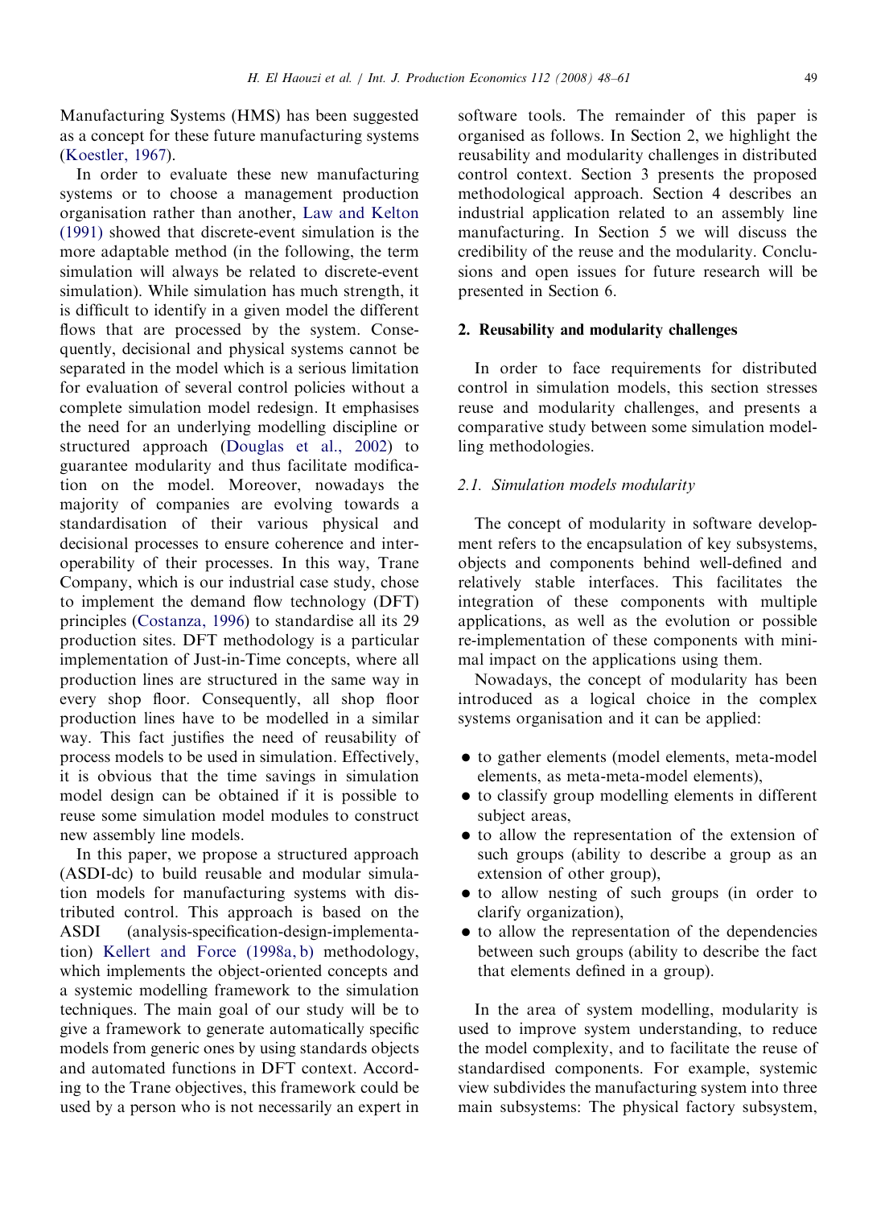Manufacturing Systems (HMS) has been suggested as a concept for these future manufacturing systems (Koestler, 1967).

In order to evaluate these new manufacturing systems or to choose a management production organisation rather than another, Law and Kelton (1991) showed that discrete-event simulation is the more adaptable method (in the following, the term simulation will always be related to discrete-event simulation). While simulation has much strength, it is difficult to identify in a given model the different flows that are processed by the system. Consequently, decisional and physical systems cannot be separated in the model which is a serious limitation for evaluation of several control policies without a complete simulation model redesign. It emphasises the need for an underlying modelling discipline or structured approach (Douglas et al., 2002) to guarantee modularity and thus facilitate modification on the model. Moreover, nowadays the majority of companies are evolving towards a standardisation of their various physical and decisional processes to ensure coherence and interoperability of their processes. In this way, Trane Company, which is our industrial case study, chose to implement the demand flow technology (DFT) principles (Costanza, 1996) to standardise all its 29 production sites. DFT methodology is a particular implementation of Just-in-Time concepts, where all production lines are structured in the same way in every shop floor. Consequently, all shop floor production lines have to be modelled in a similar way. This fact justifies the need of reusability of process models to be used in simulation. Effectively, it is obvious that the time savings in simulation model design can be obtained if it is possible to reuse some simulation model modules to construct new assembly line models.

In this paper, we propose a structured approach (ASDI-dc) to build reusable and modular simulation models for manufacturing systems with distributed control. This approach is based on the ASDI (analysis-specification-design-implementation) Kellert and Force (1998a, b) methodology, which implements the object-oriented concepts and a systemic modelling framework to the simulation techniques. The main goal of our study will be to give a framework to generate automatically specific models from generic ones by using standards objects and automated functions in DFT context. According to the Trane objectives, this framework could be used by a person who is not necessarily an expert in software tools. The remainder of this paper is organised as follows. In Section 2, we highlight the reusability and modularity challenges in distributed control context. Section 3 presents the proposed methodological approach. Section 4 describes an industrial application related to an assembly line manufacturing. In Section 5 we will discuss the credibility of the reuse and the modularity. Conclusions and open issues for future research will be presented in Section 6.

## 2. Reusability and modularity challenges

In order to face requirements for distributed control in simulation models, this section stresses reuse and modularity challenges, and presents a comparative study between some simulation modelling methodologies.

### 2.1. Simulation models modularity

The concept of modularity in software development refers to the encapsulation of key subsystems, objects and components behind well-defined and relatively stable interfaces. This facilitates the integration of these components with multiple applications, as well as the evolution or possible re-implementation of these components with minimal impact on the applications using them.

Nowadays, the concept of modularity has been introduced as a logical choice in the complex systems organisation and it can be applied:

- to gather elements (model elements, meta-model elements, as meta-meta-model elements),
- to classify group modelling elements in different subject areas,
- to allow the representation of the extension of such groups (ability to describe a group as an extension of other group),
- to allow nesting of such groups (in order to clarify organization),
- to allow the representation of the dependencies between such groups (ability to describe the fact that elements defined in a group).

In the area of system modelling, modularity is used to improve system understanding, to reduce the model complexity, and to facilitate the reuse of standardised components. For example, systemic view subdivides the manufacturing system into three main subsystems: The physical factory subsystem,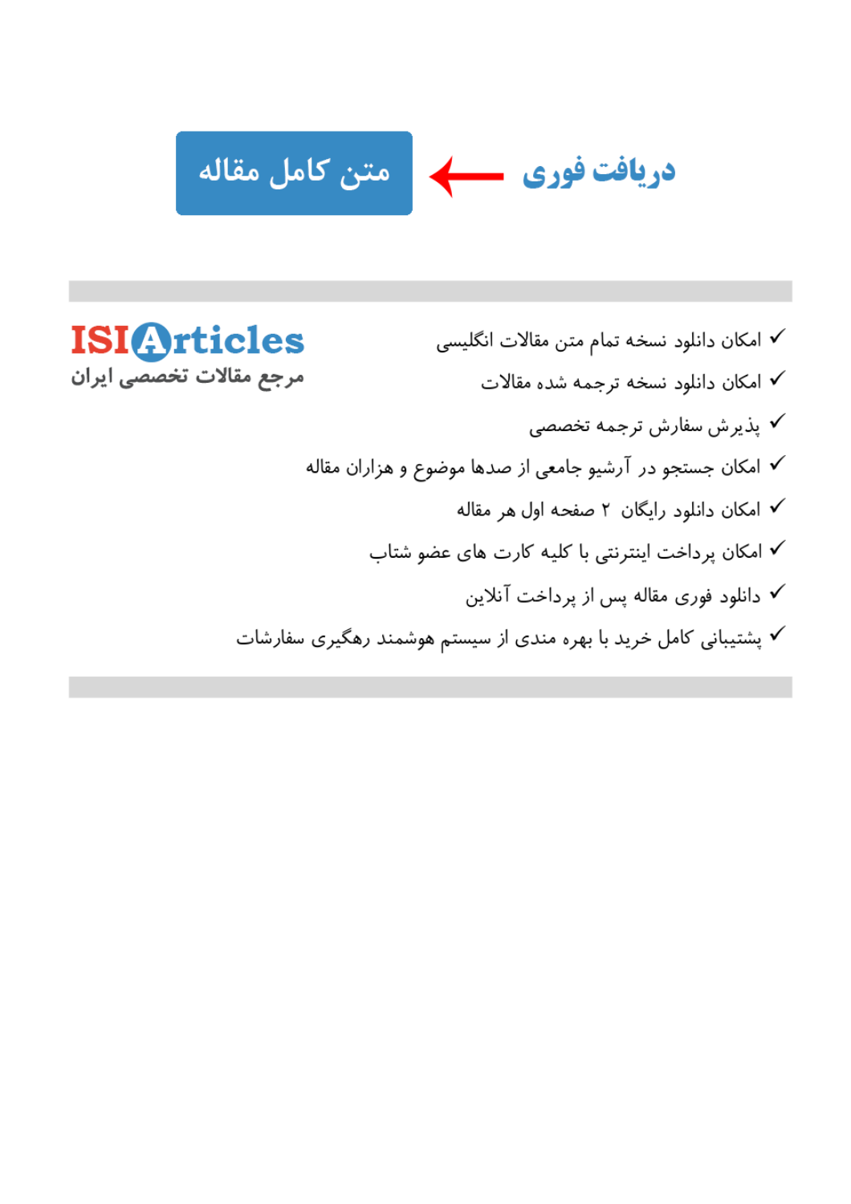دریافت فوری ← متن کامل مقاله

**ISIArticles**
مرجع مقالات تخصصی ایران

- ✓ امکان دانلود نسخه تمام متن مقالات انگلیسی
- ✓ امکان دانلود نسخه ترجمه شده مقالات
- ✓ پذیرش سفارش ترجمه تخصصی
- ✓ امکان جستجو در آرشیو جامعی از صدها موضوع و هزاران مقاله
- ✓ امکان دانلود رایگان ۲ صفحه اول هر مقاله
- ✓ امکان پرداخت اینترنتی با کلیه کارت های عضو شتاب
- ✓ دانلود فوری مقاله پس از پرداخت آنلاین
- ✓ پشتیبانی کامل خرید با بهره مندی از سیستم هوشمند رهگیری سفارشات